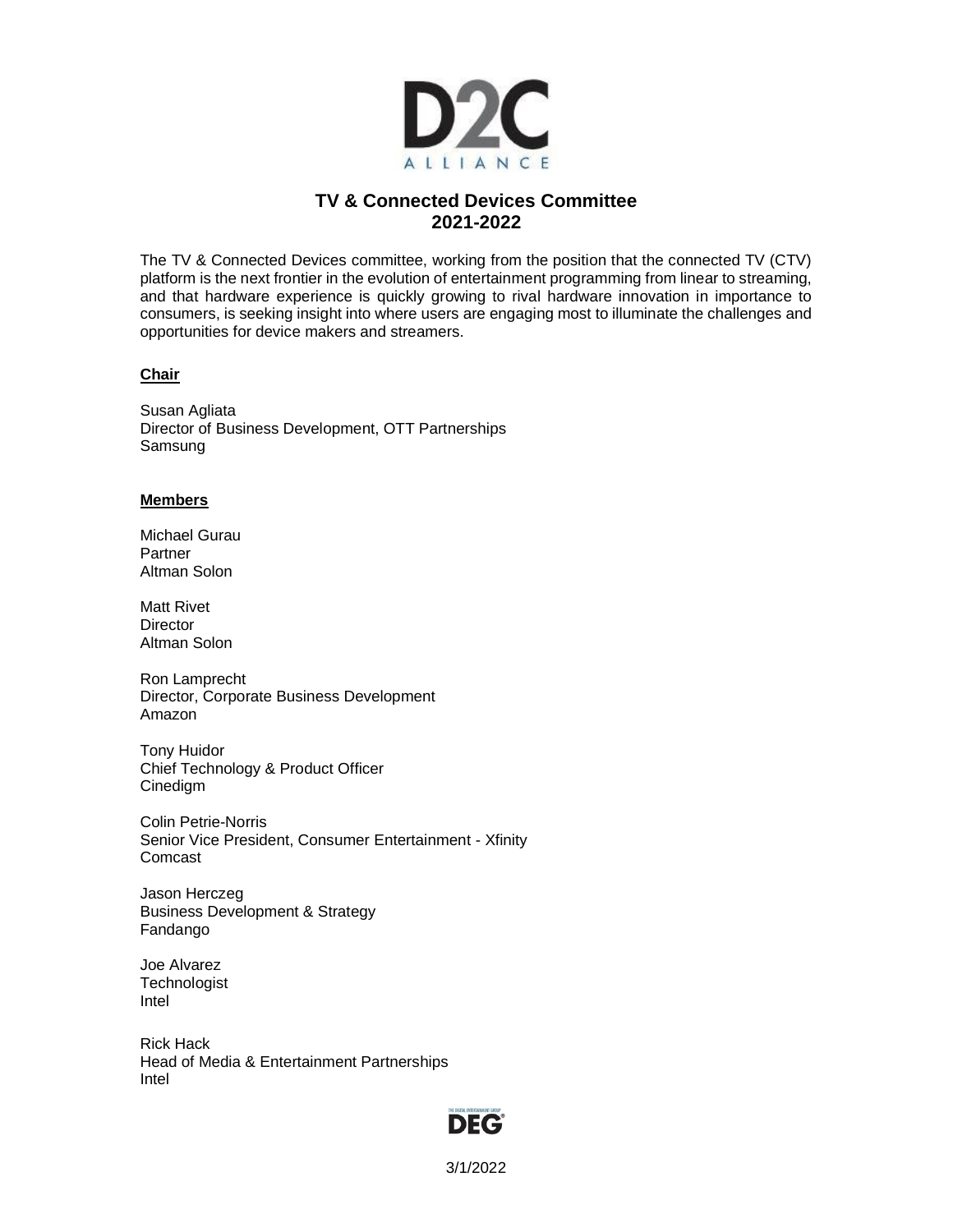# TV & Connected Devices Committee
## 2021-2022

The TV & Connected Devices committee, working from the position that the connected TV (CTV) platform is the next frontier in the evolution of entertainment programming from linear to streaming, and that hardware experience is quickly growing to rival hardware innovation in importance to consumers, is seeking insight into where users are engaging most to illuminate the challenges and opportunities for device makers and streamers.

**Chair**

Susan Agliata
Director of Business Development, OTT Partnerships
Samsung

**Members**

Michael Gurau
Partner
Altman Solon

Matt Rivet
Director
Altman Solon

Ron Lamprecht
Director, Corporate Business Development
Amazon

Tony Huidor
Chief Technology & Product Officer
Cinedigm

Colin Petrie-Norris
Senior Vice President, Consumer Entertainment - Xfinity
Comcast

Jason Herczeg
Business Development & Strategy
Fandango

Joe Alvarez
Technologist
Intel

Rick Hack
Head of Media & Entertainment Partnerships
Intel

3/1/2022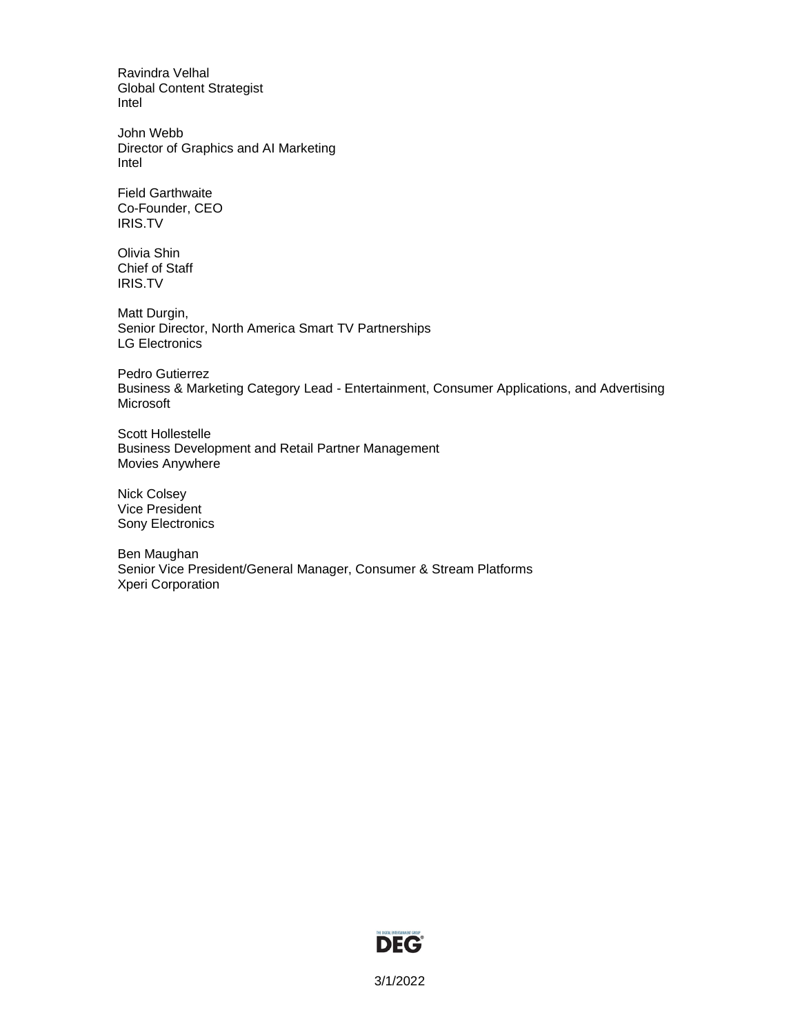Ravindra Velhal
Global Content Strategist
Intel

John Webb
Director of Graphics and AI Marketing
Intel

Field Garthwaite
Co-Founder, CEO
IRIS.TV

Olivia Shin
Chief of Staff
IRIS.TV

Matt Durgin,
Senior Director, North America Smart TV Partnerships
LG Electronics

Pedro Gutierrez
Business & Marketing Category Lead - Entertainment, Consumer Applications, and Advertising
Microsoft

Scott Hollestelle
Business Development and Retail Partner Management
Movies Anywhere

Nick Colsey
Vice President
Sony Electronics

Ben Maughan
Senior Vice President/General Manager, Consumer & Stream Platforms
Xperi Corporation